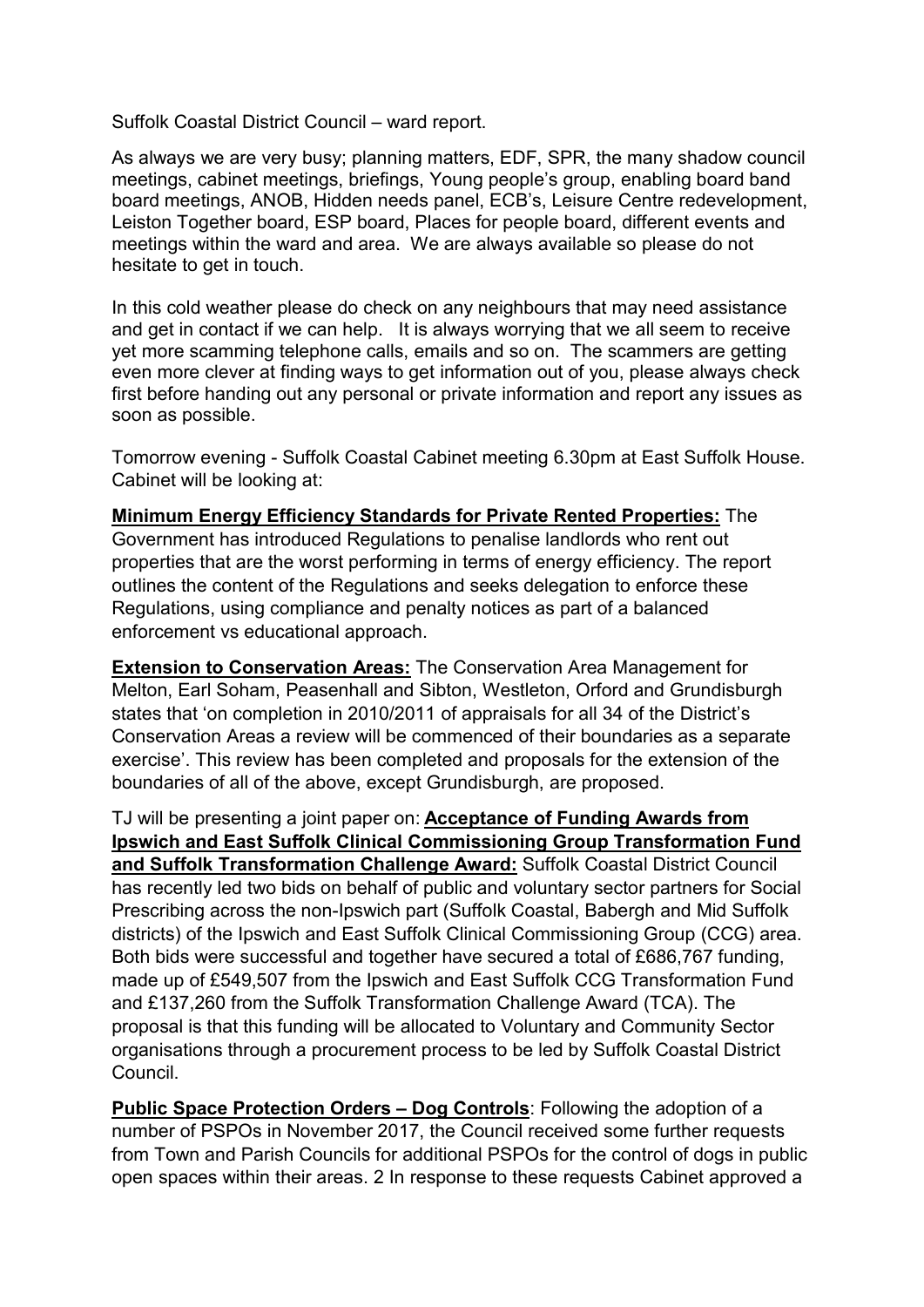Suffolk Coastal District Council – ward report.

As always we are very busy; planning matters, EDF, SPR, the many shadow council meetings, cabinet meetings, briefings, Young people's group, enabling board band board meetings, ANOB, Hidden needs panel, ECB's, Leisure Centre redevelopment, Leiston Together board, ESP board, Places for people board, different events and meetings within the ward and area. We are always available so please do not hesitate to get in touch.

In this cold weather please do check on any neighbours that may need assistance and get in contact if we can help. It is always worrying that we all seem to receive yet more scamming telephone calls, emails and so on. The scammers are getting even more clever at finding ways to get information out of you, please always check first before handing out any personal or private information and report any issues as soon as possible.

Tomorrow evening - Suffolk Coastal Cabinet meeting 6.30pm at East Suffolk House. Cabinet will be looking at:

<u>**Minimum Energy Efficiency Standards for Private Rented Properties:**</u> The Government has introduced Regulations to penalise landlords who rent out properties that are the worst performing in terms of energy efficiency. The report outlines the content of the Regulations and seeks delegation to enforce these Regulations, using compliance and penalty notices as part of a balanced enforcement vs educational approach.

<u>**Extension to Conservation Areas:**</u> The Conservation Area Management for Melton, Earl Soham, Peasenhall and Sibton, Westleton, Orford and Grundisburgh states that 'on completion in 2010/2011 of appraisals for all 34 of the District's Conservation Areas a review will be commenced of their boundaries as a separate exercise'. This review has been completed and proposals for the extension of the boundaries of all of the above, except Grundisburgh, are proposed.

TJ will be presenting a joint paper on: <u>**Acceptance of Funding Awards from Ipswich and East Suffolk Clinical Commissioning Group Transformation Fund and Suffolk Transformation Challenge Award:**</u> Suffolk Coastal District Council has recently led two bids on behalf of public and voluntary sector partners for Social Prescribing across the non-Ipswich part (Suffolk Coastal, Babergh and Mid Suffolk districts) of the Ipswich and East Suffolk Clinical Commissioning Group (CCG) area. Both bids were successful and together have secured a total of £686,767 funding, made up of £549,507 from the Ipswich and East Suffolk CCG Transformation Fund and £137,260 from the Suffolk Transformation Challenge Award (TCA). The proposal is that this funding will be allocated to Voluntary and Community Sector organisations through a procurement process to be led by Suffolk Coastal District Council.

<u>**Public Space Protection Orders – Dog Controls**</u>: Following the adoption of a number of PSPOs in November 2017, the Council received some further requests from Town and Parish Councils for additional PSPOs for the control of dogs in public open spaces within their areas. 2 In response to these requests Cabinet approved a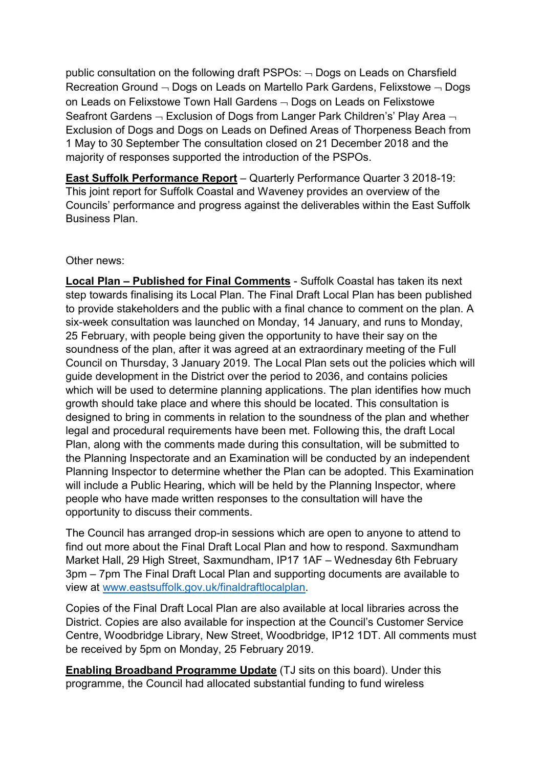public consultation on the following draft PSPOs: ¬ Dogs on Leads on Charsfield Recreation Ground ¬ Dogs on Leads on Martello Park Gardens, Felixstowe ¬ Dogs on Leads on Felixstowe Town Hall Gardens ¬ Dogs on Leads on Felixstowe Seafront Gardens ¬ Exclusion of Dogs from Langer Park Children's' Play Area ¬ Exclusion of Dogs and Dogs on Leads on Defined Areas of Thorpeness Beach from 1 May to 30 September The consultation closed on 21 December 2018 and the majority of responses supported the introduction of the PSPOs.

**East Suffolk Performance Report** – Quarterly Performance Quarter 3 2018-19: This joint report for Suffolk Coastal and Waveney provides an overview of the Councils' performance and progress against the deliverables within the East Suffolk Business Plan.

Other news:

**Local Plan – Published for Final Comments** - Suffolk Coastal has taken its next step towards finalising its Local Plan. The Final Draft Local Plan has been published to provide stakeholders and the public with a final chance to comment on the plan. A six-week consultation was launched on Monday, 14 January, and runs to Monday, 25 February, with people being given the opportunity to have their say on the soundness of the plan, after it was agreed at an extraordinary meeting of the Full Council on Thursday, 3 January 2019. The Local Plan sets out the policies which will guide development in the District over the period to 2036, and contains policies which will be used to determine planning applications. The plan identifies how much growth should take place and where this should be located. This consultation is designed to bring in comments in relation to the soundness of the plan and whether legal and procedural requirements have been met. Following this, the draft Local Plan, along with the comments made during this consultation, will be submitted to the Planning Inspectorate and an Examination will be conducted by an independent Planning Inspector to determine whether the Plan can be adopted. This Examination will include a Public Hearing, which will be held by the Planning Inspector, where people who have made written responses to the consultation will have the opportunity to discuss their comments.

The Council has arranged drop-in sessions which are open to anyone to attend to find out more about the Final Draft Local Plan and how to respond. Saxmundham Market Hall, 29 High Street, Saxmundham, IP17 1AF – Wednesday 6th February 3pm – 7pm The Final Draft Local Plan and supporting documents are available to view at www.eastsuffolk.gov.uk/finaldraftlocalplan.

Copies of the Final Draft Local Plan are also available at local libraries across the District. Copies are also available for inspection at the Council's Customer Service Centre, Woodbridge Library, New Street, Woodbridge, IP12 1DT. All comments must be received by 5pm on Monday, 25 February 2019.

**Enabling Broadband Programme Update** (TJ sits on this board). Under this programme, the Council had allocated substantial funding to fund wireless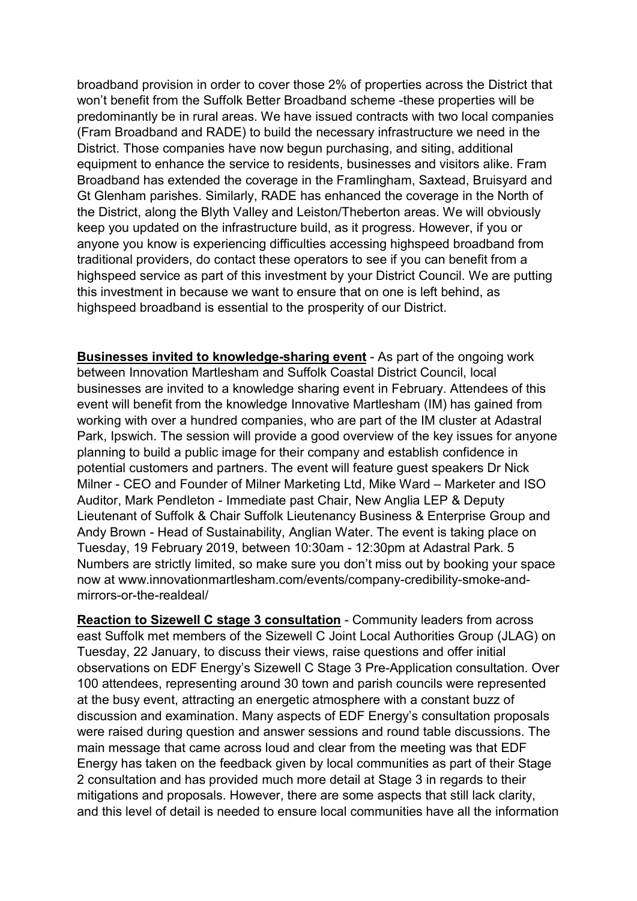broadband provision in order to cover those 2% of properties across the District that won't benefit from the Suffolk Better Broadband scheme -these properties will be predominantly be in rural areas. We have issued contracts with two local companies (Fram Broadband and RADE) to build the necessary infrastructure we need in the District. Those companies have now begun purchasing, and siting, additional equipment to enhance the service to residents, businesses and visitors alike. Fram Broadband has extended the coverage in the Framlingham, Saxtead, Bruisyard and Gt Glenham parishes. Similarly, RADE has enhanced the coverage in the North of the District, along the Blyth Valley and Leiston/Theberton areas. We will obviously keep you updated on the infrastructure build, as it progress. However, if you or anyone you know is experiencing difficulties accessing highspeed broadband from traditional providers, do contact these operators to see if you can benefit from a highspeed service as part of this investment by your District Council. We are putting this investment in because we want to ensure that on one is left behind, as highspeed broadband is essential to the prosperity of our District.

**Businesses invited to knowledge-sharing event** - As part of the ongoing work between Innovation Martlesham and Suffolk Coastal District Council, local businesses are invited to a knowledge sharing event in February. Attendees of this event will benefit from the knowledge Innovative Martlesham (IM) has gained from working with over a hundred companies, who are part of the IM cluster at Adastral Park, Ipswich. The session will provide a good overview of the key issues for anyone planning to build a public image for their company and establish confidence in potential customers and partners. The event will feature guest speakers Dr Nick Milner - CEO and Founder of Milner Marketing Ltd, Mike Ward – Marketer and ISO Auditor, Mark Pendleton - Immediate past Chair, New Anglia LEP & Deputy Lieutenant of Suffolk & Chair Suffolk Lieutenancy Business & Enterprise Group and Andy Brown - Head of Sustainability, Anglian Water. The event is taking place on Tuesday, 19 February 2019, between 10:30am - 12:30pm at Adastral Park. 5 Numbers are strictly limited, so make sure you don't miss out by booking your space now at www.innovationmartlesham.com/events/company-credibility-smoke-and-mirrors-or-the-realdeal/

**Reaction to Sizewell C stage 3 consultation** - Community leaders from across east Suffolk met members of the Sizewell C Joint Local Authorities Group (JLAG) on Tuesday, 22 January, to discuss their views, raise questions and offer initial observations on EDF Energy's Sizewell C Stage 3 Pre-Application consultation. Over 100 attendees, representing around 30 town and parish councils were represented at the busy event, attracting an energetic atmosphere with a constant buzz of discussion and examination. Many aspects of EDF Energy's consultation proposals were raised during question and answer sessions and round table discussions. The main message that came across loud and clear from the meeting was that EDF Energy has taken on the feedback given by local communities as part of their Stage 2 consultation and has provided much more detail at Stage 3 in regards to their mitigations and proposals. However, there are some aspects that still lack clarity, and this level of detail is needed to ensure local communities have all the information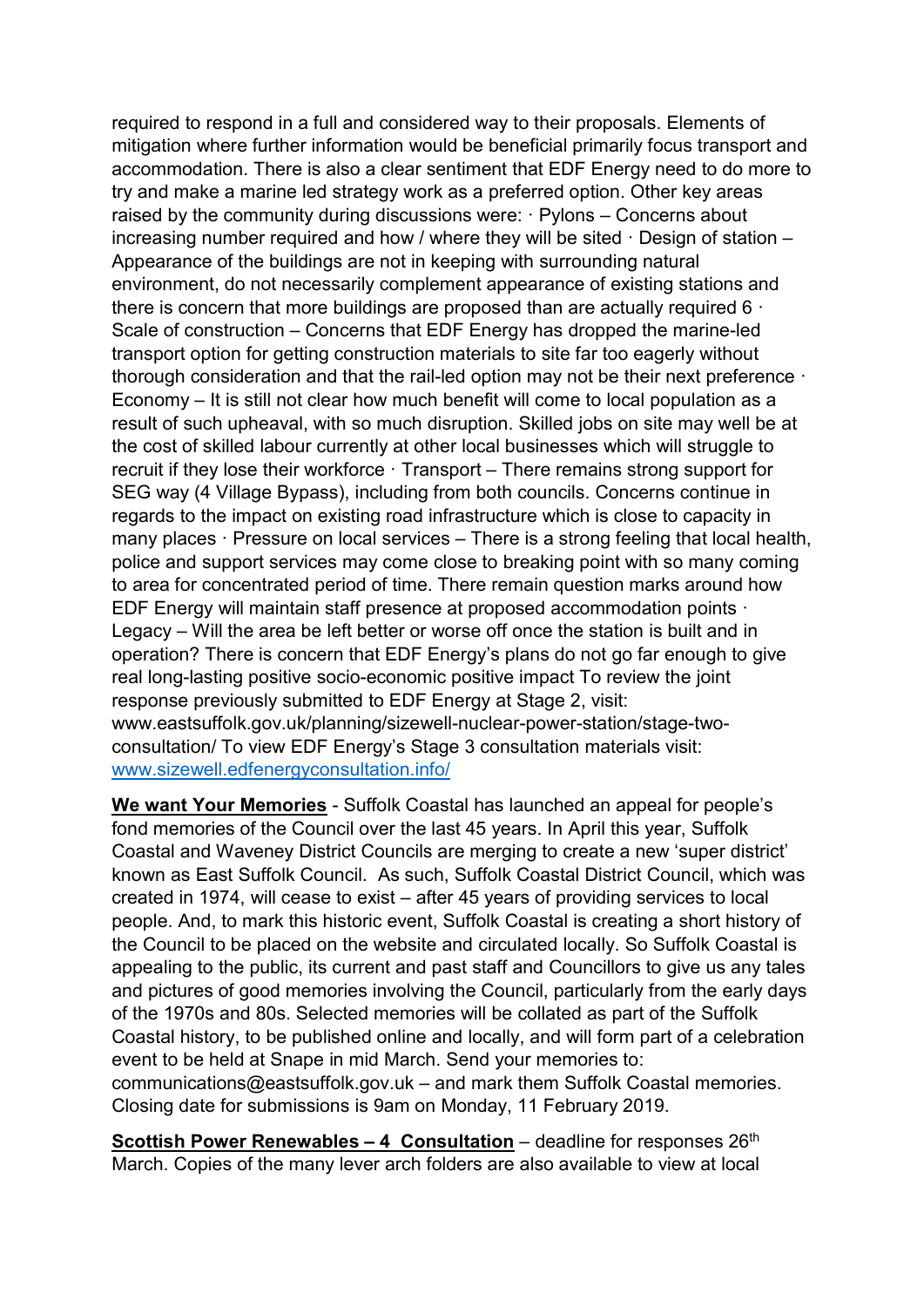required to respond in a full and considered way to their proposals. Elements of mitigation where further information would be beneficial primarily focus transport and accommodation. There is also a clear sentiment that EDF Energy need to do more to try and make a marine led strategy work as a preferred option. Other key areas raised by the community during discussions were: · Pylons – Concerns about increasing number required and how / where they will be sited · Design of station – Appearance of the buildings are not in keeping with surrounding natural environment, do not necessarily complement appearance of existing stations and there is concern that more buildings are proposed than are actually required 6 · Scale of construction – Concerns that EDF Energy has dropped the marine-led transport option for getting construction materials to site far too eagerly without thorough consideration and that the rail-led option may not be their next preference · Economy – It is still not clear how much benefit will come to local population as a result of such upheaval, with so much disruption. Skilled jobs on site may well be at the cost of skilled labour currently at other local businesses which will struggle to recruit if they lose their workforce · Transport – There remains strong support for SEG way (4 Village Bypass), including from both councils. Concerns continue in regards to the impact on existing road infrastructure which is close to capacity in many places · Pressure on local services – There is a strong feeling that local health, police and support services may come close to breaking point with so many coming to area for concentrated period of time. There remain question marks around how EDF Energy will maintain staff presence at proposed accommodation points · Legacy – Will the area be left better or worse off once the station is built and in operation? There is concern that EDF Energy's plans do not go far enough to give real long-lasting positive socio-economic positive impact To review the joint response previously submitted to EDF Energy at Stage 2, visit: www.eastsuffolk.gov.uk/planning/sizewell-nuclear-power-station/stage-two-consultation/ To view EDF Energy's Stage 3 consultation materials visit: [www.sizewell.edfenergyconsultation.info/](www.sizewell.edfenergyconsultation.info/)

**We want Your Memories** - Suffolk Coastal has launched an appeal for people's fond memories of the Council over the last 45 years. In April this year, Suffolk Coastal and Waveney District Councils are merging to create a new 'super district' known as East Suffolk Council. As such, Suffolk Coastal District Council, which was created in 1974, will cease to exist – after 45 years of providing services to local people. And, to mark this historic event, Suffolk Coastal is creating a short history of the Council to be placed on the website and circulated locally. So Suffolk Coastal is appealing to the public, its current and past staff and Councillors to give us any tales and pictures of good memories involving the Council, particularly from the early days of the 1970s and 80s. Selected memories will be collated as part of the Suffolk Coastal history, to be published online and locally, and will form part of a celebration event to be held at Snape in mid March. Send your memories to: communications@eastsuffolk.gov.uk – and mark them Suffolk Coastal memories. Closing date for submissions is 9am on Monday, 11 February 2019.

**Scottish Power Renewables – 4 Consultation** – deadline for responses 26th March. Copies of the many lever arch folders are also available to view at local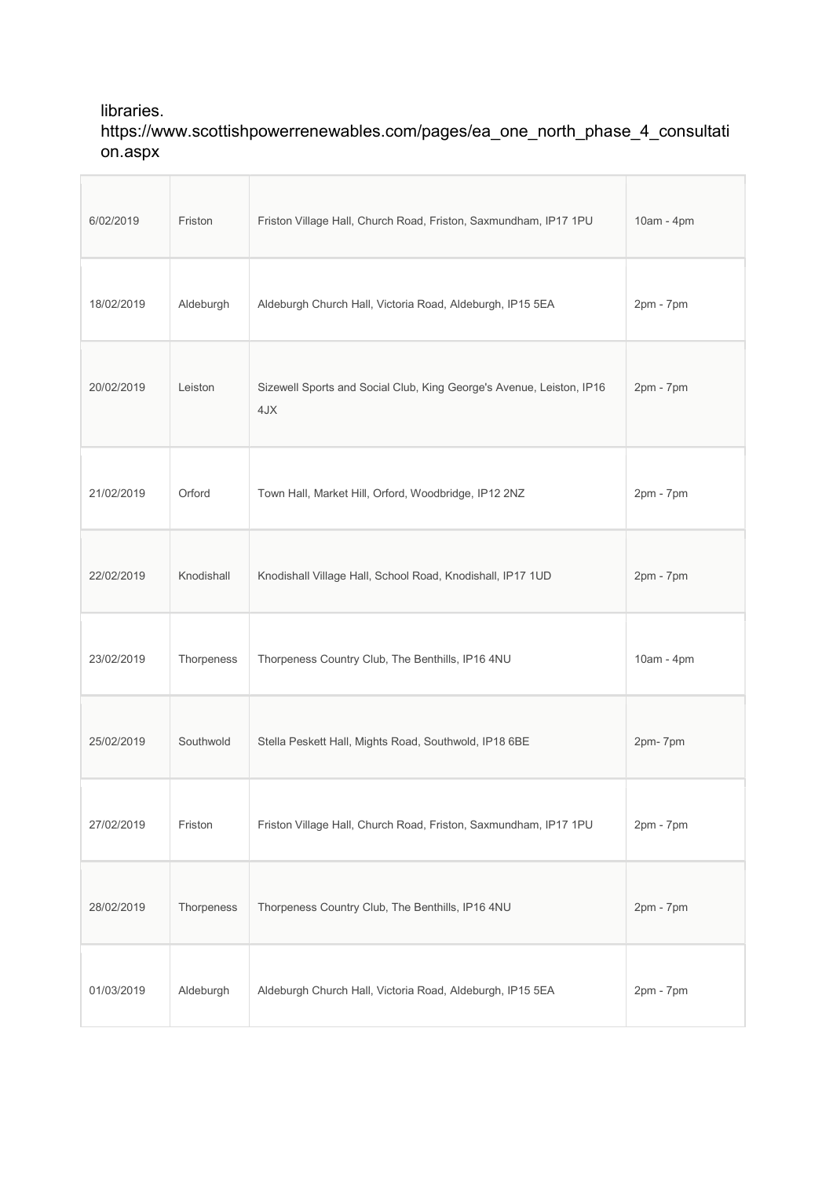libraries.
https://www.scottishpowerrenewables.com/pages/ea_one_north_phase_4_consultation.aspx

| | | | |
|---|---|---|---|
| 6/02/2019 | Friston | Friston Village Hall, Church Road, Friston, Saxmundham, IP17 1PU | 10am - 4pm |
| 18/02/2019 | Aldeburgh | Aldeburgh Church Hall, Victoria Road, Aldeburgh, IP15 5EA | 2pm - 7pm |
| 20/02/2019 | Leiston | Sizewell Sports and Social Club, King George's Avenue, Leiston, IP16 4JX | 2pm - 7pm |
| 21/02/2019 | Orford | Town Hall, Market Hill, Orford, Woodbridge, IP12 2NZ | 2pm - 7pm |
| 22/02/2019 | Knodishall | Knodishall Village Hall, School Road, Knodishall, IP17 1UD | 2pm - 7pm |
| 23/02/2019 | Thorpeness | Thorpeness Country Club, The Benthills, IP16 4NU | 10am - 4pm |
| 25/02/2019 | Southwold | Stella Peskett Hall, Mights Road, Southwold, IP18 6BE | 2pm- 7pm |
| 27/02/2019 | Friston | Friston Village Hall, Church Road, Friston, Saxmundham, IP17 1PU | 2pm - 7pm |
| 28/02/2019 | Thorpeness | Thorpeness Country Club, The Benthills, IP16 4NU | 2pm - 7pm |
| 01/03/2019 | Aldeburgh | Aldeburgh Church Hall, Victoria Road, Aldeburgh, IP15 5EA | 2pm - 7pm |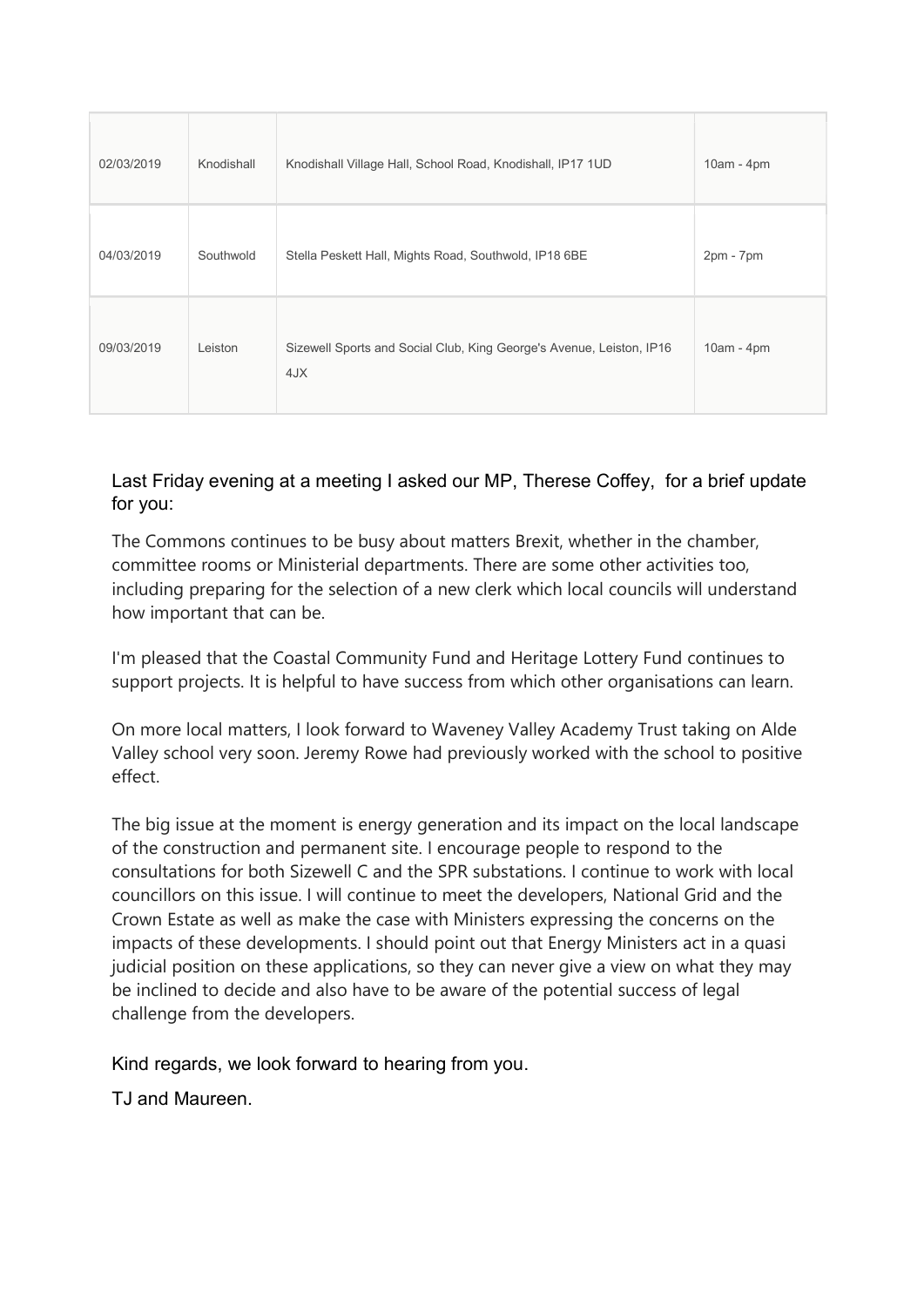| | | | |
|---|---|---|---|
| 02/03/2019 | Knodishall | Knodishall Village Hall, School Road, Knodishall, IP17 1UD | 10am - 4pm |
| 04/03/2019 | Southwold | Stella Peskett Hall, Mights Road, Southwold, IP18 6BE | 2pm - 7pm |
| 09/03/2019 | Leiston | Sizewell Sports and Social Club, King George's Avenue, Leiston, IP16 4JX | 10am - 4pm |

Last Friday evening at a meeting I asked our MP, Therese Coffey, for a brief update for you:

The Commons continues to be busy about matters Brexit, whether in the chamber, committee rooms or Ministerial departments. There are some other activities too, including preparing for the selection of a new clerk which local councils will understand how important that can be.

I'm pleased that the Coastal Community Fund and Heritage Lottery Fund continues to support projects. It is helpful to have success from which other organisations can learn.

On more local matters, I look forward to Waveney Valley Academy Trust taking on Alde Valley school very soon. Jeremy Rowe had previously worked with the school to positive effect.

The big issue at the moment is energy generation and its impact on the local landscape of the construction and permanent site. I encourage people to respond to the consultations for both Sizewell C and the SPR substations. I continue to work with local councillors on this issue. I will continue to meet the developers, National Grid and the Crown Estate as well as make the case with Ministers expressing the concerns on the impacts of these developments. I should point out that Energy Ministers act in a quasi judicial position on these applications, so they can never give a view on what they may be inclined to decide and also have to be aware of the potential success of legal challenge from the developers.

Kind regards, we look forward to hearing from you.

TJ and Maureen.